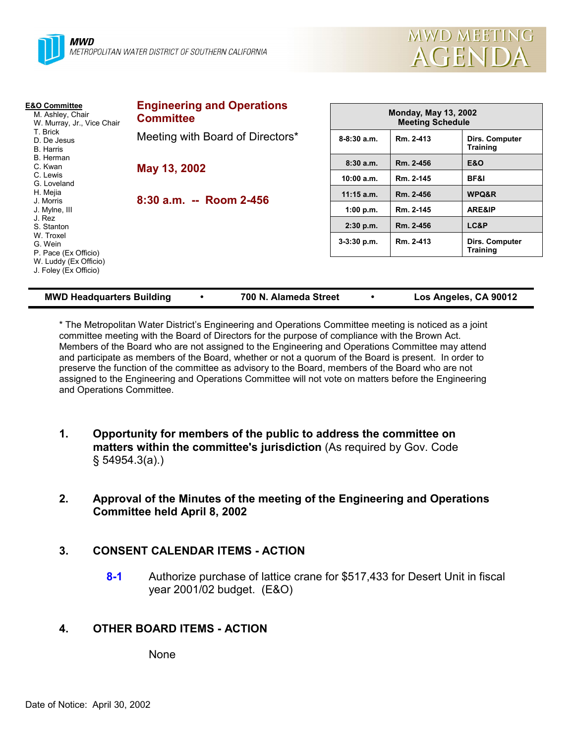**MWD**
METROPOLITAN WATER DISTRICT OF SOUTHERN CALIFORNIA

MWD MEETING AGENDA

**E&O Committee**
M. Ashley, Chair
W. Murray, Jr., Vice Chair
T. Brick
D. De Jesus
B. Harris
B. Herman
C. Kwan
C. Lewis
G. Loveland
H. Mejia
J. Morris
J. Mylne, III
J. Rez
S. Stanton
W. Troxel
G. Wein
P. Pace (Ex Officio)
W. Luddy (Ex Officio)
J. Foley (Ex Officio)

## Engineering and Operations Committee

Meeting with Board of Directors*

**May 13, 2002**

**8:30 a.m. -- Room 2-456**

| Monday, May 13, 2002 Meeting Schedule | | |
|---|---|---|
| 8-8:30 a.m. | Rm. 2-413 | Dirs. Computer Training |
| 8:30 a.m. | Rm. 2-456 | E&O |
| 10:00 a.m. | Rm. 2-145 | BF&I |
| 11:15 a.m. | Rm. 2-456 | WPQ&R |
| 1:00 p.m. | Rm. 2-145 | ARE&IP |
| 2:30 p.m. | Rm. 2-456 | LC&P |
| 3-3:30 p.m. | Rm. 2-413 | Dirs. Computer Training |

**MWD Headquarters Building • 700 N. Alameda Street • Los Angeles, CA 90012**

* The Metropolitan Water District's Engineering and Operations Committee meeting is noticed as a joint committee meeting with the Board of Directors for the purpose of compliance with the Brown Act. Members of the Board who are not assigned to the Engineering and Operations Committee may attend and participate as members of the Board, whether or not a quorum of the Board is present. In order to preserve the function of the committee as advisory to the Board, members of the Board who are not assigned to the Engineering and Operations Committee will not vote on matters before the Engineering and Operations Committee.

1. **Opportunity for members of the public to address the committee on matters within the committee's jurisdiction** (As required by Gov. Code § 54954.3(a).)

2. **Approval of the Minutes of the meeting of the Engineering and Operations Committee held April 8, 2002**

3. **CONSENT CALENDAR ITEMS - ACTION**

   **8-1** Authorize purchase of lattice crane for $517,433 for Desert Unit in fiscal year 2001/02 budget. (E&O)

4. **OTHER BOARD ITEMS - ACTION**

   None

Date of Notice: April 30, 2002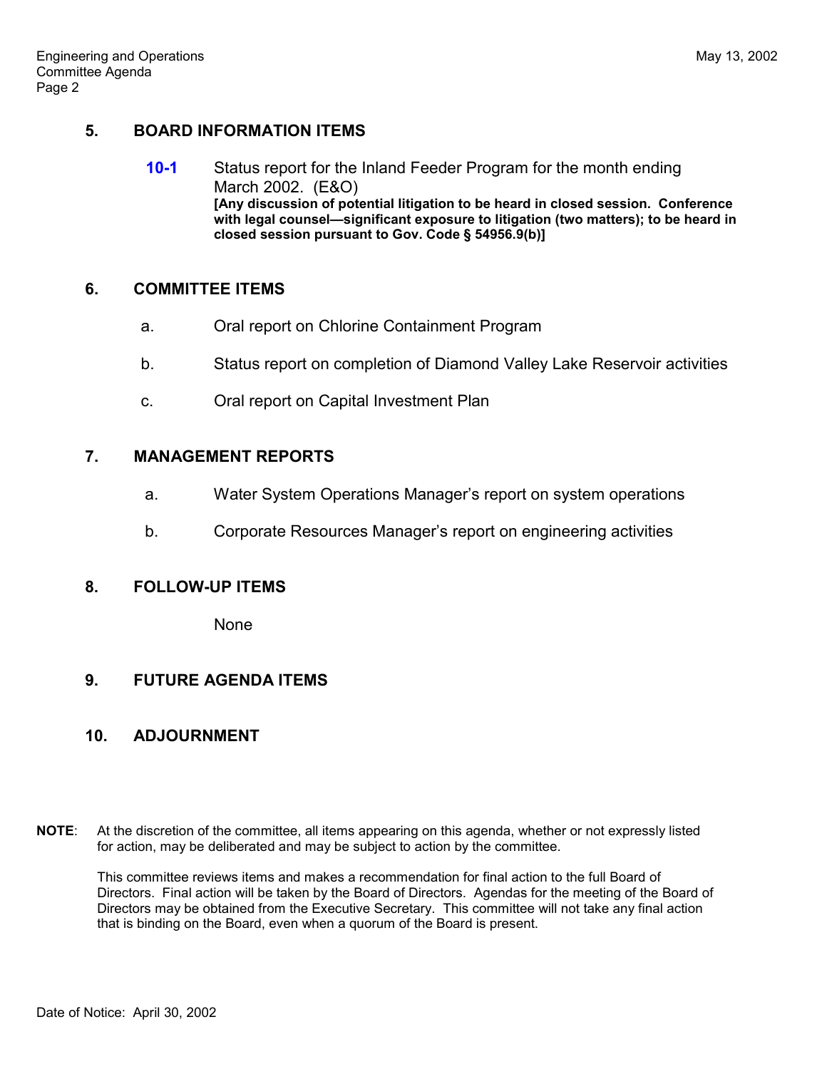## 5. BOARD INFORMATION ITEMS

**10-1** Status report for the Inland Feeder Program for the month ending March 2002. (E&O)
**[Any discussion of potential litigation to be heard in closed session. Conference with legal counsel—significant exposure to litigation (two matters); to be heard in closed session pursuant to Gov. Code § 54956.9(b)]**

## 6. COMMITTEE ITEMS

a. Oral report on Chlorine Containment Program

b. Status report on completion of Diamond Valley Lake Reservoir activities

c. Oral report on Capital Investment Plan

## 7. MANAGEMENT REPORTS

a. Water System Operations Manager's report on system operations

b. Corporate Resources Manager's report on engineering activities

## 8. FOLLOW-UP ITEMS

None

## 9. FUTURE AGENDA ITEMS

## 10. ADJOURNMENT

**NOTE**: At the discretion of the committee, all items appearing on this agenda, whether or not expressly listed for action, may be deliberated and may be subject to action by the committee.

This committee reviews items and makes a recommendation for final action to the full Board of Directors. Final action will be taken by the Board of Directors. Agendas for the meeting of the Board of Directors may be obtained from the Executive Secretary. This committee will not take any final action that is binding on the Board, even when a quorum of the Board is present.

Date of Notice: April 30, 2002